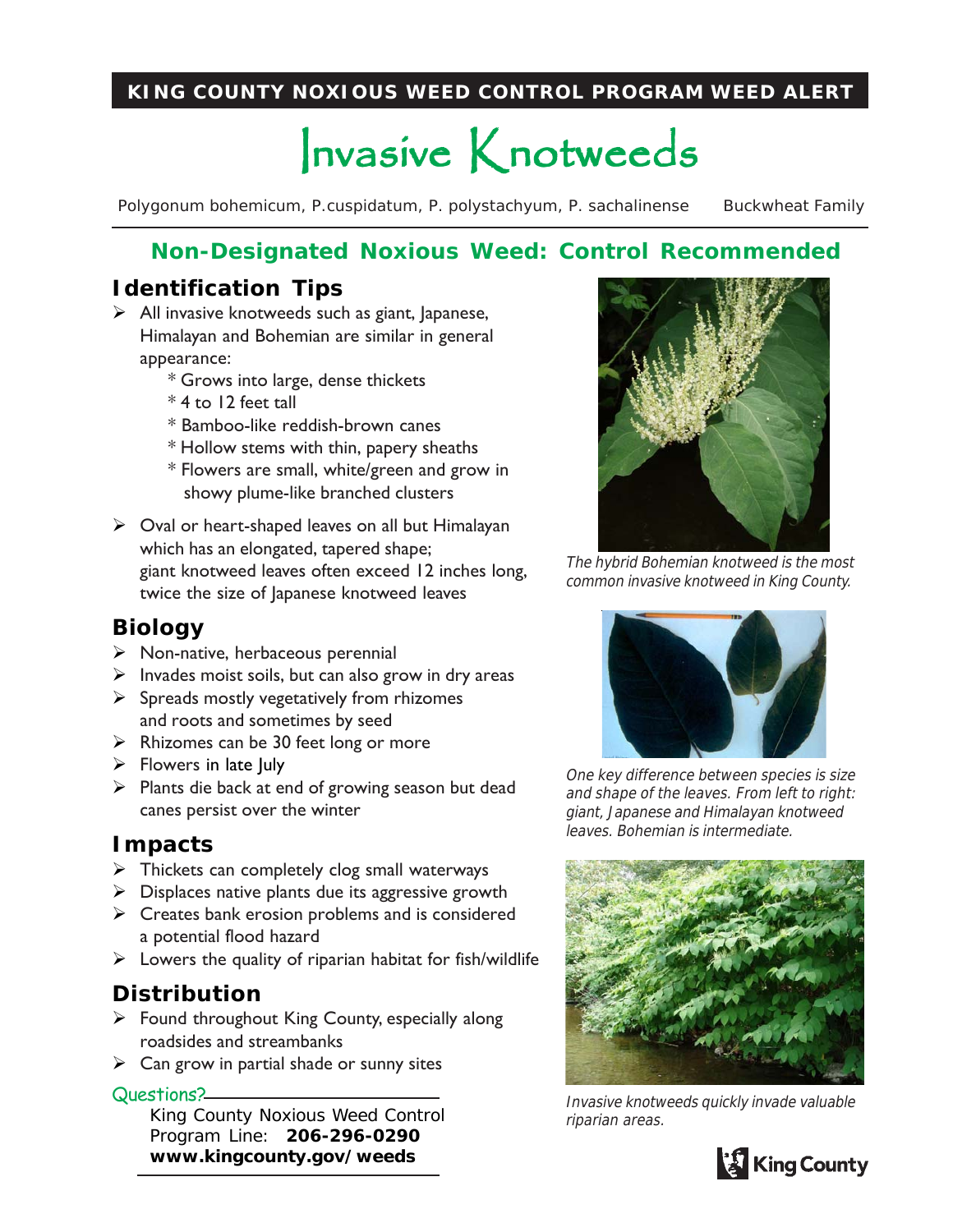**KING COUNTY NOXIOUS WEED CONTROL PROGRAM WEED ALERT**

# Invasive Knotweeds

Polygonum bohemicum, P.cuspidatum, P. polystachyum, P. sachalinense    Buckwheat Family

## Non-Designated Noxious Weed: Control Recommended

### Identification Tips

- All invasive knotweeds such as giant, Japanese, Himalayan and Bohemian are similar in general appearance:
  - \* Grows into large, dense thickets
  - \* 4 to 12 feet tall
  - \* Bamboo-like reddish-brown canes
  - \* Hollow stems with thin, papery sheaths
  - \* Flowers are small, white/green and grow in showy plume-like branched clusters
- Oval or heart-shaped leaves on all but Himalayan which has an elongated, tapered shape; giant knotweed leaves often exceed 12 inches long, twice the size of Japanese knotweed leaves

### Biology

- Non-native, herbaceous perennial
- Invades moist soils, but can also grow in dry areas
- Spreads mostly vegetatively from rhizomes and roots and sometimes by seed
- Rhizomes can be 30 feet long or more
- Flowers in late July
- Plants die back at end of growing season but dead canes persist over the winter

### Impacts

- Thickets can completely clog small waterways
- Displaces native plants due its aggressive growth
- Creates bank erosion problems and is considered a potential flood hazard
- Lowers the quality of riparian habitat for fish/wildlife

### Distribution

- Found throughout King County, especially along roadsides and streambanks
- Can grow in partial shade or sunny sites

Questions?

King County Noxious Weed Control Program Line: **206-296-0290**
**www.kingcounty.gov/weeds**

*The hybrid Bohemian knotweed is the most common invasive knotweed in King County.*

*One key difference between species is size and shape of the leaves. From left to right: giant, Japanese and Himalayan knotweed leaves. Bohemian is intermediate.*

*Invasive knotweeds quickly invade valuable riparian areas.*

King County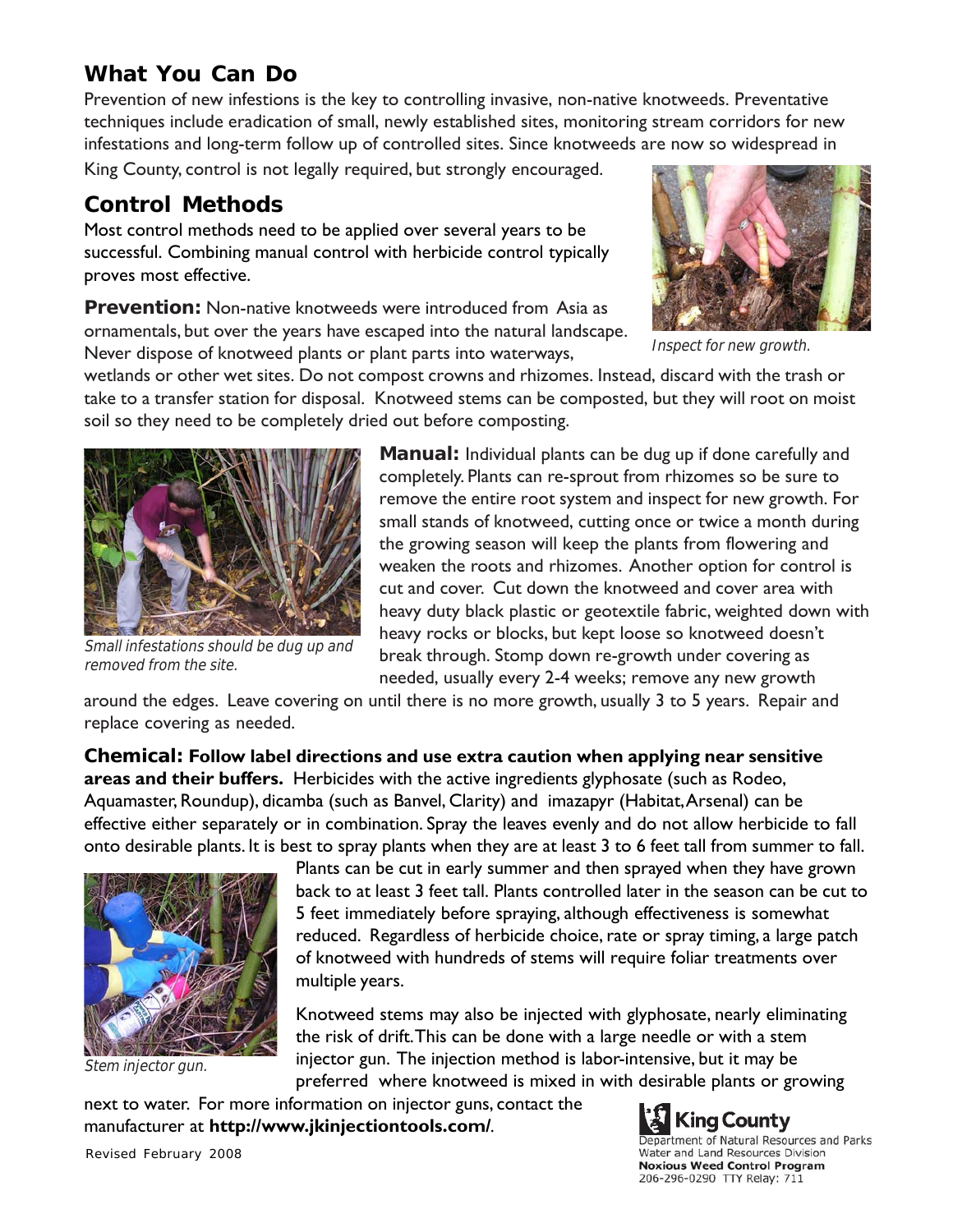## What You Can Do

Prevention of new infestions is the key to controlling invasive, non-native knotweeds. Preventative techniques include eradication of small, newly established sites, monitoring stream corridors for new infestations and long-term follow up of controlled sites. Since knotweeds are now so widespread in King County, control is not legally required, but strongly encouraged.

## Control Methods

Most control methods need to be applied over several years to be successful. Combining manual control with herbicide control typically proves most effective.

*Inspect for new growth.*

**Prevention:** Non-native knotweeds were introduced from Asia as ornamentals, but over the years have escaped into the natural landscape. Never dispose of knotweed plants or plant parts into waterways, wetlands or other wet sites. Do not compost crowns and rhizomes. Instead, discard with the trash or take to a transfer station for disposal. Knotweed stems can be composted, but they will root on moist soil so they need to be completely dried out before composting.

*Small infestations should be dug up and removed from the site.*

**Manual:** Individual plants can be dug up if done carefully and completely. Plants can re-sprout from rhizomes so be sure to remove the entire root system and inspect for new growth. For small stands of knotweed, cutting once or twice a month during the growing season will keep the plants from flowering and weaken the roots and rhizomes. Another option for control is cut and cover. Cut down the knotweed and cover area with heavy duty black plastic or geotextile fabric, weighted down with heavy rocks or blocks, but kept loose so knotweed doesn't break through. Stomp down re-growth under covering as needed, usually every 2-4 weeks; remove any new growth around the edges. Leave covering on until there is no more growth, usually 3 to 5 years. Repair and replace covering as needed.

**Chemical: Follow label directions and use extra caution when applying near sensitive areas and their buffers.** Herbicides with the active ingredients glyphosate (such as Rodeo, Aquamaster, Roundup), dicamba (such as Banvel, Clarity) and imazapyr (Habitat, Arsenal) can be effective either separately or in combination. Spray the leaves evenly and do not allow herbicide to fall onto desirable plants. It is best to spray plants when they are at least 3 to 6 feet tall from summer to fall. Plants can be cut in early summer and then sprayed when they have grown back to at least 3 feet tall. Plants controlled later in the season can be cut to 5 feet immediately before spraying, although effectiveness is somewhat reduced. Regardless of herbicide choice, rate or spray timing, a large patch of knotweed with hundreds of stems will require foliar treatments over multiple years.

*Stem injector gun.*

Knotweed stems may also be injected with glyphosate, nearly eliminating the risk of drift. This can be done with a large needle or with a stem injector gun. The injection method is labor-intensive, but it may be preferred where knotweed is mixed in with desirable plants or growing next to water. For more information on injector guns, contact the manufacturer at **http://www.jkinjectiontools.com/**.

Revised February 2008

King County
Department of Natural Resources and Parks
Water and Land Resources Division
**Noxious Weed Control Program**
206-296-0290 TTY Relay: 711